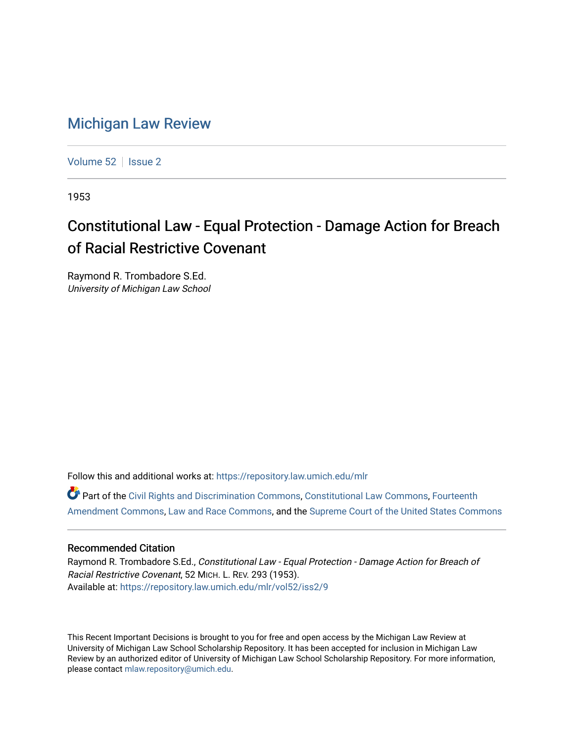# Michigan Law Review

Volume 52 | Issue 2

1953

## Constitutional Law - Equal Protection - Damage Action for Breach of Racial Restrictive Covenant

Raymond R. Trombadore S.Ed.
*University of Michigan Law School*

Follow this and additional works at: https://repository.law.umich.edu/mlr

Part of the Civil Rights and Discrimination Commons, Constitutional Law Commons, Fourteenth Amendment Commons, Law and Race Commons, and the Supreme Court of the United States Commons

### Recommended Citation

Raymond R. Trombadore S.Ed., *Constitutional Law - Equal Protection - Damage Action for Breach of Racial Restrictive Covenant*, 52 MICH. L. REV. 293 (1953).
Available at: https://repository.law.umich.edu/mlr/vol52/iss2/9

This Recent Important Decisions is brought to you for free and open access by the Michigan Law Review at University of Michigan Law School Scholarship Repository. It has been accepted for inclusion in Michigan Law Review by an authorized editor of University of Michigan Law School Scholarship Repository. For more information, please contact mlaw.repository@umich.edu.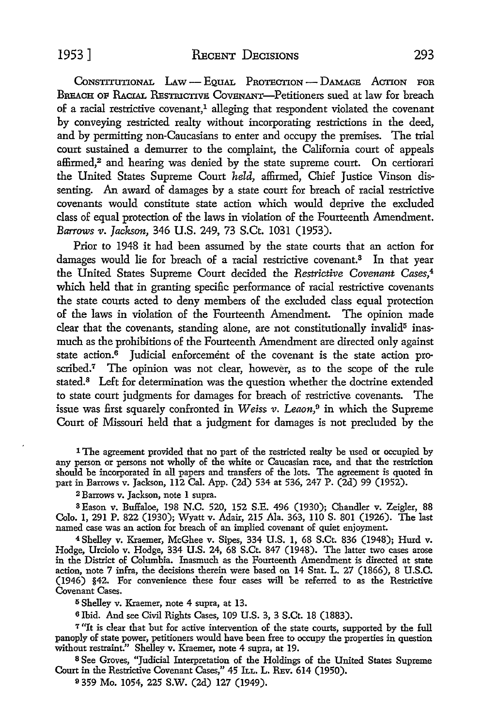CONSTITUTIONAL LAW — EQUAL PROTECTION — DAMAGE ACTION FOR BREACH OF RACIAL RESTRICTIVE COVENANT—Petitioners sued at law for breach of a racial restrictive covenant,[1] alleging that respondent violated the covenant by conveying restricted realty without incorporating restrictions in the deed, and by permitting non-Caucasians to enter and occupy the premises. The trial court sustained a demurrer to the complaint, the California court of appeals affirmed,[2] and hearing was denied by the state supreme court. On certiorari the United States Supreme Court *held,* affirmed, Chief Justice Vinson dissenting. An award of damages by a state court for breach of racial restrictive covenants would constitute state action which would deprive the excluded class of equal protection of the laws in violation of the Fourteenth Amendment. *Barrows v. Jackson,* 346 U.S. 249, 73 S.Ct. 1031 (1953).

Prior to 1948 it had been assumed by the state courts that an action for damages would lie for breach of a racial restrictive covenant.[3] In that year the United States Supreme Court decided the *Restrictive Covenant Cases,*[4] which held that in granting specific performance of racial restrictive covenants the state courts acted to deny members of the excluded class equal protection of the laws in violation of the Fourteenth Amendment. The opinion made clear that the covenants, standing alone, are not constitutionally invalid[5] inasmuch as the prohibitions of the Fourteenth Amendment are directed only against state action.[6] Judicial enforcement of the covenant is the state action proscribed.[7] The opinion was not clear, however, as to the scope of the rule stated.[8] Left for determination was the question whether the doctrine extended to state court judgments for damages for breach of restrictive covenants. The issue was first squarely confronted in *Weiss v. Leaon,*[9] in which the Supreme Court of Missouri held that a judgment for damages is not precluded by the

---

[1] The agreement provided that no part of the restricted realty be used or occupied by any person or persons not wholly of the white or Caucasian race, and that the restriction should be incorporated in all papers and transfers of the lots. The agreement is quoted in part in Barrows v. Jackson, 112 Cal. App. (2d) 534 at 536, 247 P. (2d) 99 (1952).

[2] Barrows v. Jackson, note 1 supra.

[3] Eason v. Buffaloe, 198 N.C. 520, 152 S.E. 496 (1930); Chandler v. Zeigler, 88 Colo. 1, 291 P. 822 (1930); Wyatt v. Adair, 215 Ala. 363, 110 S. 801 (1926). The last named case was an action for breach of an implied covenant of quiet enjoyment.

[4] Shelley v. Kraemer, McGhee v. Sipes, 334 U.S. 1, 68 S.Ct. 836 (1948); Hurd v. Hodge, Urciolo v. Hodge, 334 U.S. 24, 68 S.Ct. 847 (1948). The latter two cases arose in the District of Columbia. Inasmuch as the Fourteenth Amendment is directed at state action, note 7 infra, the decisions therein were based on 14 Stat. L. 27 (1866), 8 U.S.C. (1946) §42. For convenience these four cases will be referred to as the Restrictive Covenant Cases.

[5] Shelley v. Kraemer, note 4 supra, at 13.

[6] Ibid. And see Civil Rights Cases, 109 U.S. 3, 3 S.Ct. 18 (1883).

[7] "It is clear that but for active intervention of the state courts, supported by the full panoply of state power, petitioners would have been free to occupy the properties in question without restraint." Shelley v. Kraemer, note 4 supra, at 19.

[8] See Groves, "Judicial Interpretation of the Holdings of the United States Supreme Court in the Restrictive Covenant Cases," 45 ILL. L. REV. 614 (1950).

[9] 359 Mo. 1054, 225 S.W. (2d) 127 (1949).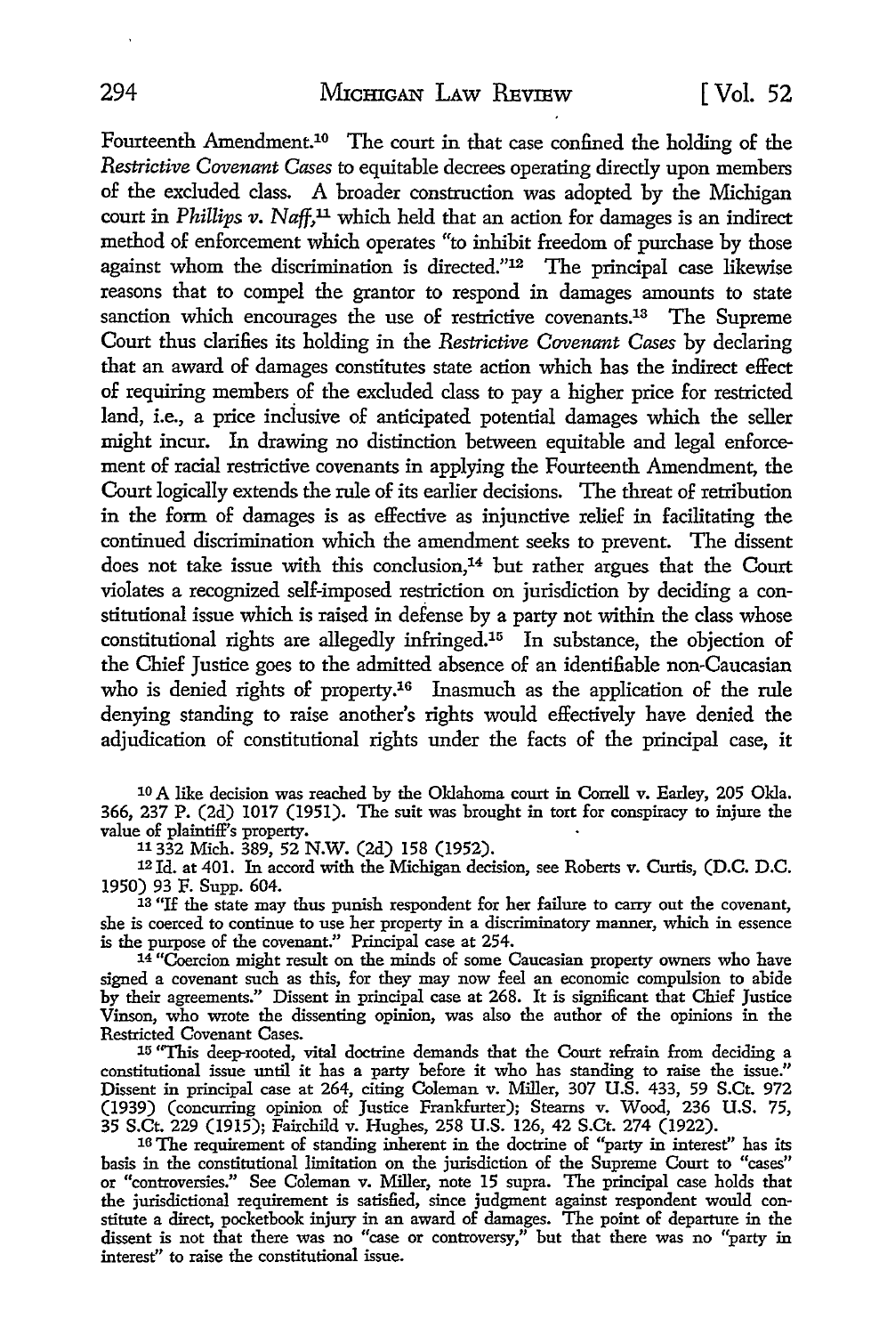Fourteenth Amendment.[10] The court in that case confined the holding of the *Restrictive Covenant Cases* to equitable decrees operating directly upon members of the excluded class. A broader construction was adopted by the Michigan court in *Phillips v. Naff*,[11] which held that an action for damages is an indirect method of enforcement which operates "to inhibit freedom of purchase by those against whom the discrimination is directed."[12] The principal case likewise reasons that to compel the grantor to respond in damages amounts to state sanction which encourages the use of restrictive covenants.[13] The Supreme Court thus clarifies its holding in the *Restrictive Covenant Cases* by declaring that an award of damages constitutes state action which has the indirect effect of requiring members of the excluded class to pay a higher price for restricted land, i.e., a price inclusive of anticipated potential damages which the seller might incur. In drawing no distinction between equitable and legal enforcement of racial restrictive covenants in applying the Fourteenth Amendment, the Court logically extends the rule of its earlier decisions. The threat of retribution in the form of damages is as effective as injunctive relief in facilitating the continued discrimination which the amendment seeks to prevent. The dissent does not take issue with this conclusion,[14] but rather argues that the Court violates a recognized self-imposed restriction on jurisdiction by deciding a constitutional issue which is raised in defense by a party not within the class whose constitutional rights are allegedly infringed.[15] In substance, the objection of the Chief Justice goes to the admitted absence of an identifiable non-Caucasian who is denied rights of property.[16] Inasmuch as the application of the rule denying standing to raise another's rights would effectively have denied the adjudication of constitutional rights under the facts of the principal case, it

---

[10] A like decision was reached by the Oklahoma court in Correll v. Earley, 205 Okla. 366, 237 P. (2d) 1017 (1951). The suit was brought in tort for conspiracy to injure the value of plaintiff's property.

[11] 332 Mich. 389, 52 N.W. (2d) 158 (1952).

[12] Id. at 401. In accord with the Michigan decision, see Roberts v. Curtis, (D.C. D.C. 1950) 93 F. Supp. 604.

[13] "If the state may thus punish respondent for her failure to carry out the covenant, she is coerced to continue to use her property in a discriminatory manner, which in essence is the purpose of the covenant." Principal case at 254.

[14] "Coercion might result on the minds of some Caucasian property owners who have signed a covenant such as this, for they may now feel an economic compulsion to abide by their agreements." Dissent in principal case at 268. It is significant that Chief Justice Vinson, who wrote the dissenting opinion, was also the author of the opinions in the Restricted Covenant Cases.

[15] "This deep-rooted, vital doctrine demands that the Court refrain from deciding a constitutional issue until it has a party before it who has standing to raise the issue." Dissent in principal case at 264, citing Coleman v. Miller, 307 U.S. 433, 59 S.Ct. 972 (1939) (concurring opinion of Justice Frankfurter); Stearns v. Wood, 236 U.S. 75, 35 S.Ct. 229 (1915); Fairchild v. Hughes, 258 U.S. 126, 42 S.Ct. 274 (1922).

[16] The requirement of standing inherent in the doctrine of "party in interest" has its basis in the constitutional limitation on the jurisdiction of the Supreme Court to "cases" or "controversies." See Coleman v. Miller, note 15 supra. The principal case holds that the jurisdictional requirement is satisfied, since judgment against respondent would constitute a direct, pocketbook injury in an award of damages. The point of departure in the dissent is not that there was no "case or controversy," but that there was no "party in interest" to raise the constitutional issue.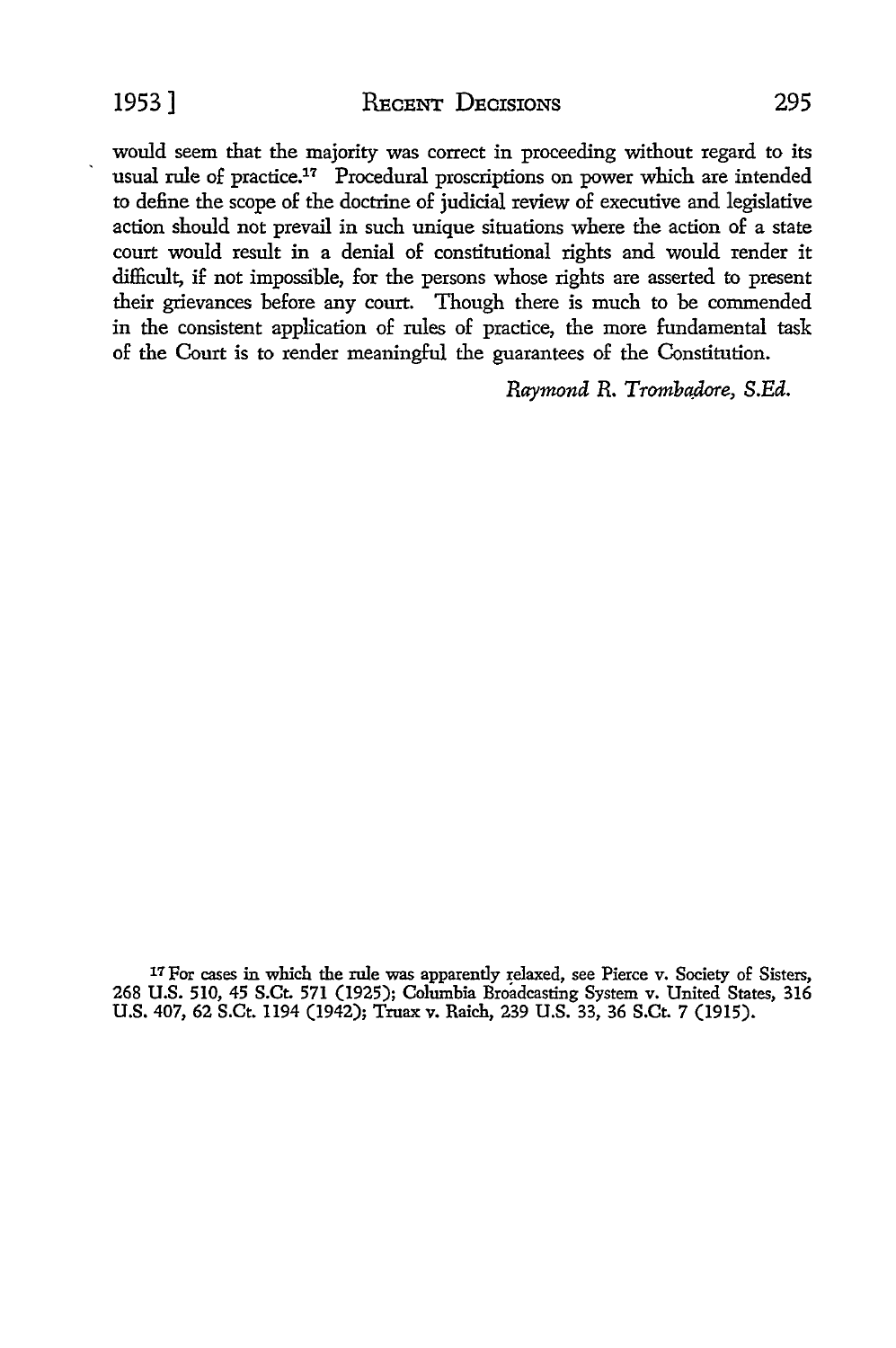would seem that the majority was correct in proceeding without regard to its usual rule of practice.[17] Procedural proscriptions on power which are intended to define the scope of the doctrine of judicial review of executive and legislative action should not prevail in such unique situations where the action of a state court would result in a denial of constitutional rights and would render it difficult, if not impossible, for the persons whose rights are asserted to present their grievances before any court. Though there is much to be commended in the consistent application of rules of practice, the more fundamental task of the Court is to render meaningful the guarantees of the Constitution.

*Raymond R. Trombadore, S.Ed.*

[17] For cases in which the rule was apparently relaxed, see Pierce v. Society of Sisters, 268 U.S. 510, 45 S.Ct. 571 (1925); Columbia Broadcasting System v. United States, 316 U.S. 407, 62 S.Ct. 1194 (1942); Truax v. Raich, 239 U.S. 33, 36 S.Ct. 7 (1915).